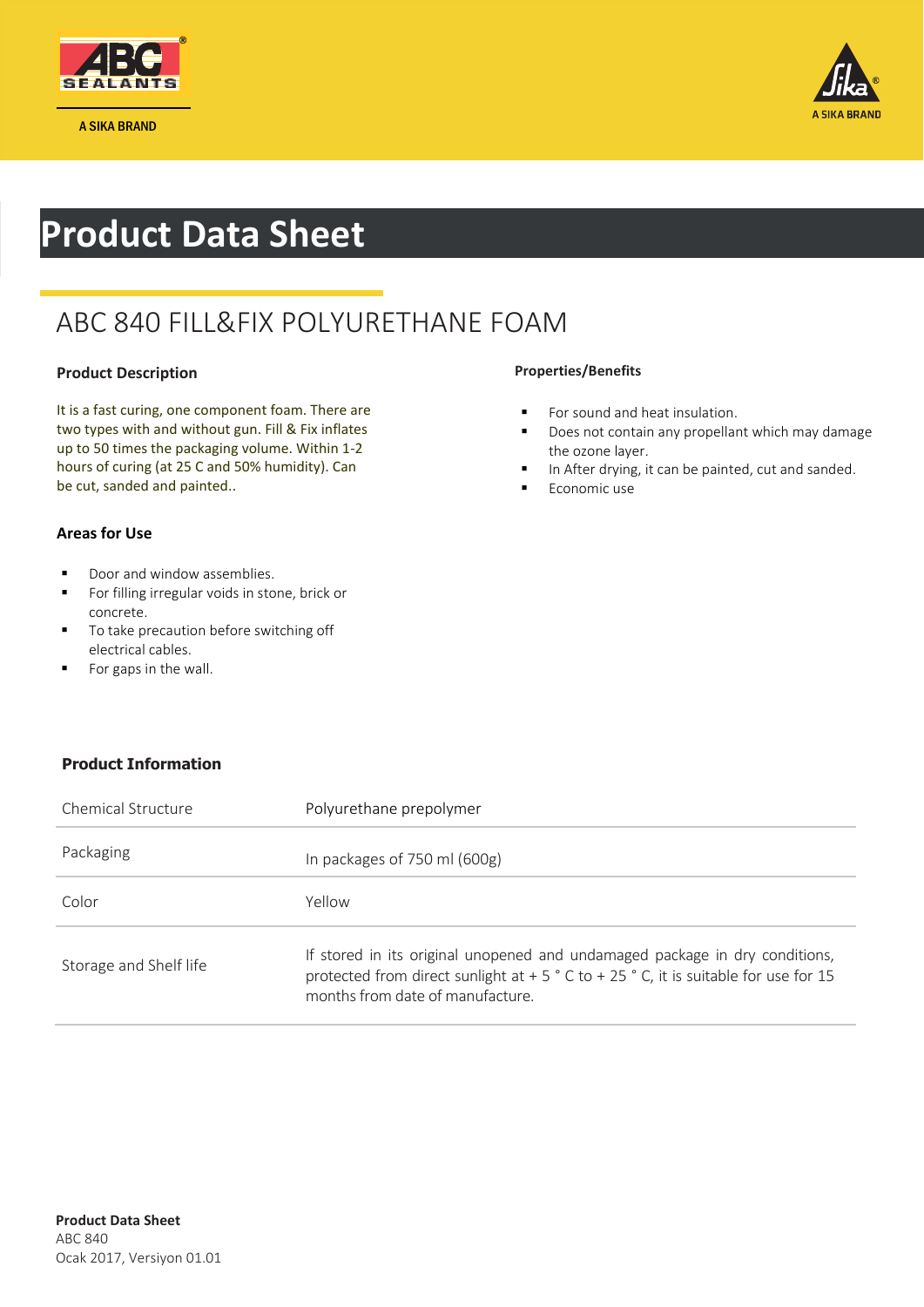A SIKA BRAND

# Product Data Sheet

## ABC 840 FILL&FIX POLYURETHANE FOAM

### Product Description

It is a fast curing, one component foam. There are two types with and without gun. Fill & Fix inflates up to 50 times the packaging volume. Within 1-2 hours of curing (at 25 C and 50% humidity). Can be cut, sanded and painted..

### Areas for Use

- Door and window assemblies.
- For filling irregular voids in stone, brick or concrete.
- To take precaution before switching off electrical cables.
- For gaps in the wall.

### Properties/Benefits

- For sound and heat insulation.
- Does not contain any propellant which may damage the ozone layer.
- In After drying, it can be painted, cut and sanded.
- Economic use

### Product Information

| | |
|---|---|
| Chemical Structure | Polyurethane prepolymer |
| Packaging | In packages of 750 ml (600g) |
| Color | Yellow |
| Storage and Shelf life | If stored in its original unopened and undamaged package in dry conditions, protected from direct sunlight at + 5 ° C to + 25 ° C, it is suitable for use for 15 months from date of manufacture. |

**Product Data Sheet**
ABC 840
Ocak 2017, Versiyon 01.01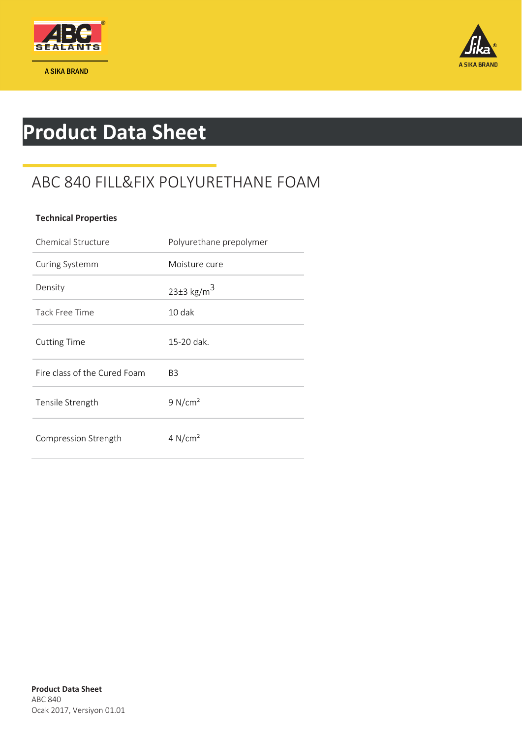# Product Data Sheet

## ABC 840 FILL&FIX POLYURETHANE FOAM

**Technical Properties**

| | |
|---|---|
| Chemical Structure | Polyurethane prepolymer |
| Curing Systemm | Moisture cure |
| Density | 23±3 $kg/m^3$ |
| Tack Free Time | 10 dak |
| Cutting Time | 15-20 dak. |
| Fire class of the Cured Foam | B3 |
| Tensile Strength | 9 $N/cm^2$ |
| Compression Strength | 4 $N/cm^2$ |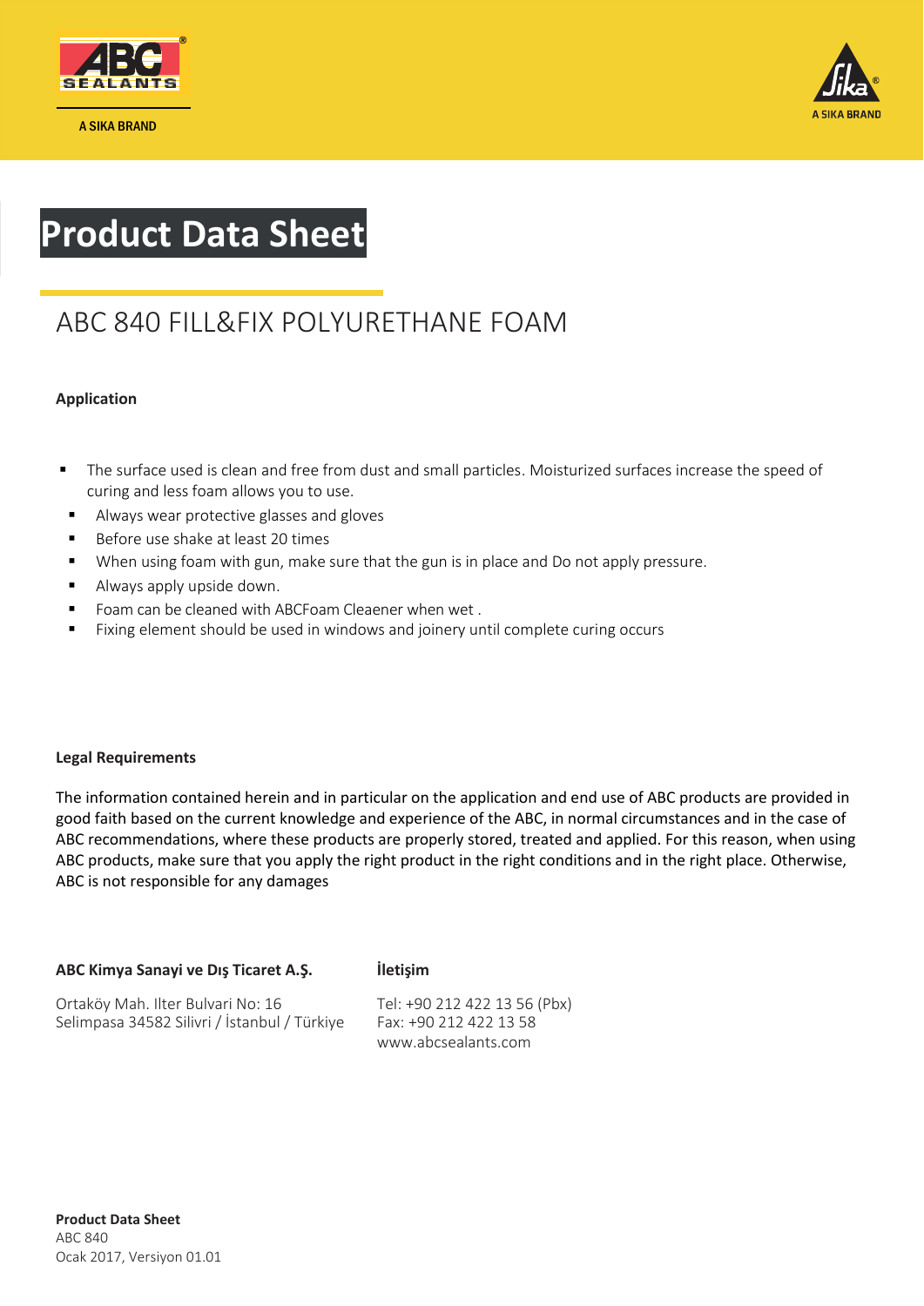# Product Data Sheet

## ABC 840 FILL&FIX POLYURETHANE FOAM

**Application**

- The surface used is clean and free from dust and small particles. Moisturized surfaces increase the speed of curing and less foam allows you to use.
- Always wear protective glasses and gloves
- Before use shake at least 20 times
- When using foam with gun, make sure that the gun is in place and Do not apply pressure.
- Always apply upside down.
- Foam can be cleaned with ABCFoam Cleaener when wet .
- Fixing element should be used in windows and joinery until complete curing occurs

**Legal Requirements**

The information contained herein and in particular on the application and end use of ABC products are provided in good faith based on the current knowledge and experience of the ABC, in normal circumstances and in the case of ABC recommendations, where these products are properly stored, treated and applied. For this reason, when using ABC products, make sure that you apply the right product in the right conditions and in the right place. Otherwise, ABC is not responsible for any damages

**ABC Kimya Sanayi ve Dış Ticaret A.Ş.**

Ortaköy Mah. Ilter Bulvari No: 16
Selimpasa 34582 Silivri / İstanbul / Türkiye

**İletişim**

Tel: +90 212 422 13 56 (Pbx)
Fax: +90 212 422 13 58
www.abcsealants.com

**Product Data Sheet**
ABC 840
Ocak 2017, Versiyon 01.01